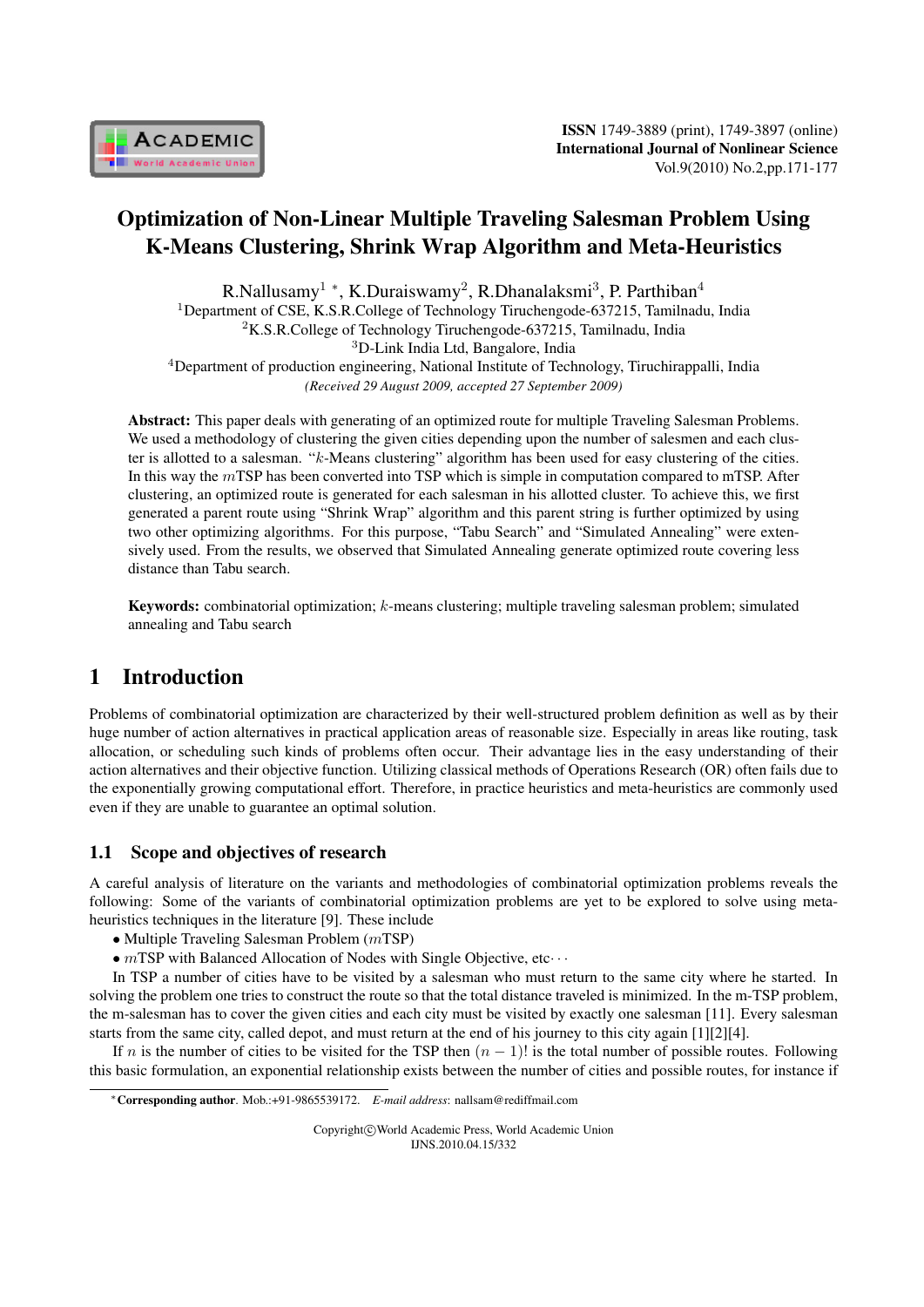# Optimization of Non-Linear Multiple Traveling Salesman Problem Using K-Means Clustering, Shrink Wrap Algorithm and Meta-Heuristics

R.Nallusamy[1] *, K.Duraiswamy[2], R.Dhanalaksmi[3], P. Parthiban[4]

[1]Department of CSE, K.S.R.College of Technology Tiruchengode-637215, Tamilnadu, India
[2]K.S.R.College of Technology Tiruchengode-637215, Tamilnadu, India
[3]D-Link India Ltd, Bangalore, India
[4]Department of production engineering, National Institute of Technology, Tiruchirappalli, India

*(Received 29 August 2009, accepted 27 September 2009)*

**Abstract:** This paper deals with generating of an optimized route for multiple Traveling Salesman Problems. We used a methodology of clustering the given cities depending upon the number of salesmen and each cluster is allotted to a salesman. "$k$-Means clustering" algorithm has been used for easy clustering of the cities. In this way the $m$TSP has been converted into TSP which is simple in computation compared to mTSP. After clustering, an optimized route is generated for each salesman in his allotted cluster. To achieve this, we first generated a parent route using "Shrink Wrap" algorithm and this parent string is further optimized by using two other optimizing algorithms. For this purpose, "Tabu Search" and "Simulated Annealing" were extensively used. From the results, we observed that Simulated Annealing generate optimized route covering less distance than Tabu search.

**Keywords:** combinatorial optimization; $k$-means clustering; multiple traveling salesman problem; simulated annealing and Tabu search

## 1 Introduction

Problems of combinatorial optimization are characterized by their well-structured problem definition as well as by their huge number of action alternatives in practical application areas of reasonable size. Especially in areas like routing, task allocation, or scheduling such kinds of problems often occur. Their advantage lies in the easy understanding of their action alternatives and their objective function. Utilizing classical methods of Operations Research (OR) often fails due to the exponentially growing computational effort. Therefore, in practice heuristics and meta-heuristics are commonly used even if they are unable to guarantee an optimal solution.

### 1.1 Scope and objectives of research

A careful analysis of literature on the variants and methodologies of combinatorial optimization problems reveals the following: Some of the variants of combinatorial optimization problems are yet to be explored to solve using meta-heuristics techniques in the literature [9]. These include

- Multiple Traveling Salesman Problem ($m$TSP)
- $m$TSP with Balanced Allocation of Nodes with Single Objective, etc$\cdots$

In TSP a number of cities have to be visited by a salesman who must return to the same city where he started. In solving the problem one tries to construct the route so that the total distance traveled is minimized. In the m-TSP problem, the m-salesman has to cover the given cities and each city must be visited by exactly one salesman [11]. Every salesman starts from the same city, called depot, and must return at the end of his journey to this city again [1][2][4].

If $n$ is the number of cities to be visited for the TSP then $(n-1)!$ is the total number of possible routes. Following this basic formulation, an exponential relationship exists between the number of cities and possible routes, for instance if

*Corresponding author. Mob.:+91-9865539172. *E-mail address*: nallsam@rediffmail.com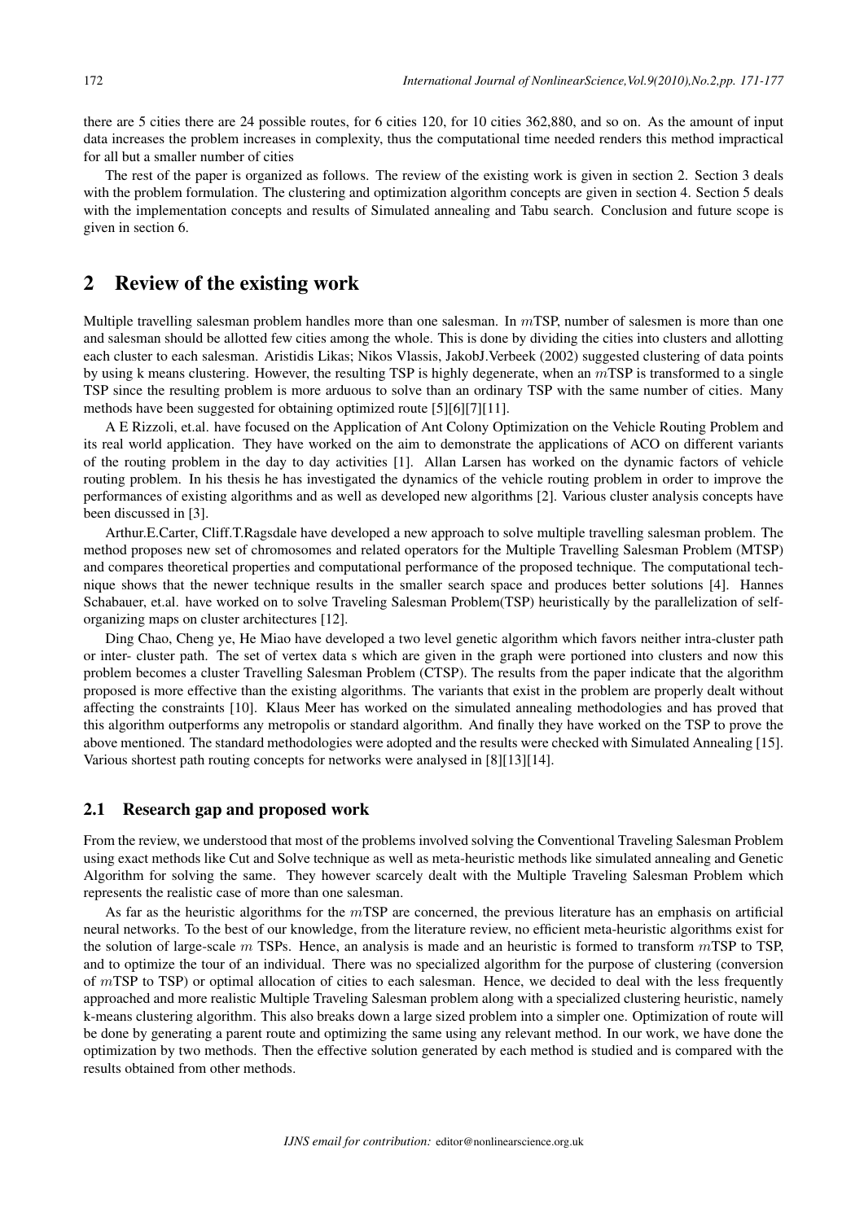there are 5 cities there are 24 possible routes, for 6 cities 120, for 10 cities 362,880, and so on. As the amount of input data increases the problem increases in complexity, thus the computational time needed renders this method impractical for all but a smaller number of cities

The rest of the paper is organized as follows. The review of the existing work is given in section 2. Section 3 deals with the problem formulation. The clustering and optimization algorithm concepts are given in section 4. Section 5 deals with the implementation concepts and results of Simulated annealing and Tabu search. Conclusion and future scope is given in section 6.

## 2 Review of the existing work

Multiple travelling salesman problem handles more than one salesman. In $m$TSP, number of salesmen is more than one and salesman should be allotted few cities among the whole. This is done by dividing the cities into clusters and allotting each cluster to each salesman. Aristidis Likas; Nikos Vlassis, JakobJ.Verbeek (2002) suggested clustering of data points by using k means clustering. However, the resulting TSP is highly degenerate, when an $m$TSP is transformed to a single TSP since the resulting problem is more arduous to solve than an ordinary TSP with the same number of cities. Many methods have been suggested for obtaining optimized route [5][6][7][11].

A E Rizzoli, et.al. have focused on the Application of Ant Colony Optimization on the Vehicle Routing Problem and its real world application. They have worked on the aim to demonstrate the applications of ACO on different variants of the routing problem in the day to day activities [1]. Allan Larsen has worked on the dynamic factors of vehicle routing problem. In his thesis he has investigated the dynamics of the vehicle routing problem in order to improve the performances of existing algorithms and as well as developed new algorithms [2]. Various cluster analysis concepts have been discussed in [3].

Arthur.E.Carter, Cliff.T.Ragsdale have developed a new approach to solve multiple travelling salesman problem. The method proposes new set of chromosomes and related operators for the Multiple Travelling Salesman Problem (MTSP) and compares theoretical properties and computational performance of the proposed technique. The computational technique shows that the newer technique results in the smaller search space and produces better solutions [4]. Hannes Schabauer, et.al. have worked on to solve Traveling Salesman Problem(TSP) heuristically by the parallelization of self-organizing maps on cluster architectures [12].

Ding Chao, Cheng ye, He Miao have developed a two level genetic algorithm which favors neither intra-cluster path or inter- cluster path. The set of vertex data s which are given in the graph were portioned into clusters and now this problem becomes a cluster Travelling Salesman Problem (CTSP). The results from the paper indicate that the algorithm proposed is more effective than the existing algorithms. The variants that exist in the problem are properly dealt without affecting the constraints [10]. Klaus Meer has worked on the simulated annealing methodologies and has proved that this algorithm outperforms any metropolis or standard algorithm. And finally they have worked on the TSP to prove the above mentioned. The standard methodologies were adopted and the results were checked with Simulated Annealing [15]. Various shortest path routing concepts for networks were analysed in [8][13][14].

### 2.1 Research gap and proposed work

From the review, we understood that most of the problems involved solving the Conventional Traveling Salesman Problem using exact methods like Cut and Solve technique as well as meta-heuristic methods like simulated annealing and Genetic Algorithm for solving the same. They however scarcely dealt with the Multiple Traveling Salesman Problem which represents the realistic case of more than one salesman.

As far as the heuristic algorithms for the $m$TSP are concerned, the previous literature has an emphasis on artificial neural networks. To the best of our knowledge, from the literature review, no efficient meta-heuristic algorithms exist for the solution of large-scale $m$ TSPs. Hence, an analysis is made and an heuristic is formed to transform $m$TSP to TSP, and to optimize the tour of an individual. There was no specialized algorithm for the purpose of clustering (conversion of $m$TSP to TSP) or optimal allocation of cities to each salesman. Hence, we decided to deal with the less frequently approached and more realistic Multiple Traveling Salesman problem along with a specialized clustering heuristic, namely k-means clustering algorithm. This also breaks down a large sized problem into a simpler one. Optimization of route will be done by generating a parent route and optimizing the same using any relevant method. In our work, we have done the optimization by two methods. Then the effective solution generated by each method is studied and is compared with the results obtained from other methods.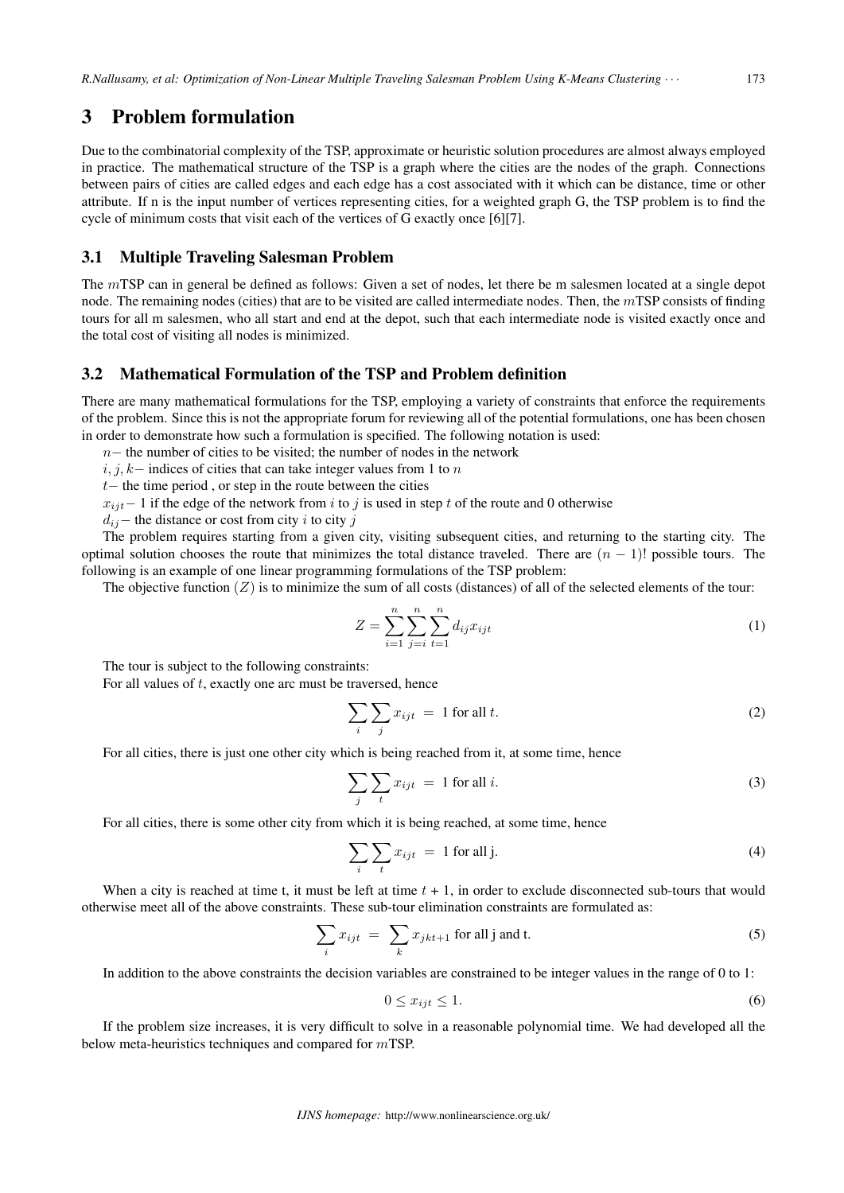## 3 Problem formulation

Due to the combinatorial complexity of the TSP, approximate or heuristic solution procedures are almost always employed in practice. The mathematical structure of the TSP is a graph where the cities are the nodes of the graph. Connections between pairs of cities are called edges and each edge has a cost associated with it which can be distance, time or other attribute. If n is the input number of vertices representing cities, for a weighted graph G, the TSP problem is to find the cycle of minimum costs that visit each of the vertices of G exactly once [6][7].

### 3.1 Multiple Traveling Salesman Problem

The $m$TSP can in general be defined as follows: Given a set of nodes, let there be m salesmen located at a single depot node. The remaining nodes (cities) that are to be visited are called intermediate nodes. Then, the $m$TSP consists of finding tours for all m salesmen, who all start and end at the depot, such that each intermediate node is visited exactly once and the total cost of visiting all nodes is minimized.

### 3.2 Mathematical Formulation of the TSP and Problem definition

There are many mathematical formulations for the TSP, employing a variety of constraints that enforce the requirements of the problem. Since this is not the appropriate forum for reviewing all of the potential formulations, one has been chosen in order to demonstrate how such a formulation is specified. The following notation is used:

$n-$ the number of cities to be visited; the number of nodes in the network

$i, j, k-$ indices of cities that can take integer values from 1 to $n$

$t-$ the time period , or step in the route between the cities

$x_{ijt}-$ 1 if the edge of the network from $i$ to $j$ is used in step $t$ of the route and 0 otherwise

$d_{ij}-$ the distance or cost from city $i$ to city $j$

The problem requires starting from a given city, visiting subsequent cities, and returning to the starting city. The optimal solution chooses the route that minimizes the total distance traveled. There are $(n-1)!$ possible tours. The following is an example of one linear programming formulations of the TSP problem:

The objective function $(Z)$ is to minimize the sum of all costs (distances) of all of the selected elements of the tour:

$$Z = \sum_{i=1}^{n} \sum_{j=i}^{n} \sum_{t=1}^{n} d_{ij} x_{ijt} \tag{1}$$

The tour is subject to the following constraints:

For all values of $t$, exactly one arc must be traversed, hence

$$\sum_{i} \sum_{j} x_{ijt} = 1 \text{ for all } t. \tag{2}$$

For all cities, there is just one other city which is being reached from it, at some time, hence

$$\sum_{j} \sum_{t} x_{ijt} = 1 \text{ for all } i. \tag{3}$$

For all cities, there is some other city from which it is being reached, at some time, hence

$$\sum_{i} \sum_{t} x_{ijt} = 1 \text{ for all j.} \tag{4}$$

When a city is reached at time t, it must be left at time $t$ + 1, in order to exclude disconnected sub-tours that would otherwise meet all of the above constraints. These sub-tour elimination constraints are formulated as:

$$\sum_{i} x_{ijt} = \sum_{k} x_{jkt+1} \text{ for all j and t.} \tag{5}$$

In addition to the above constraints the decision variables are constrained to be integer values in the range of 0 to 1:

$$0 \leq x_{ijt} \leq 1. \tag{6}$$

If the problem size increases, it is very difficult to solve in a reasonable polynomial time. We had developed all the below meta-heuristics techniques and compared for $m$TSP.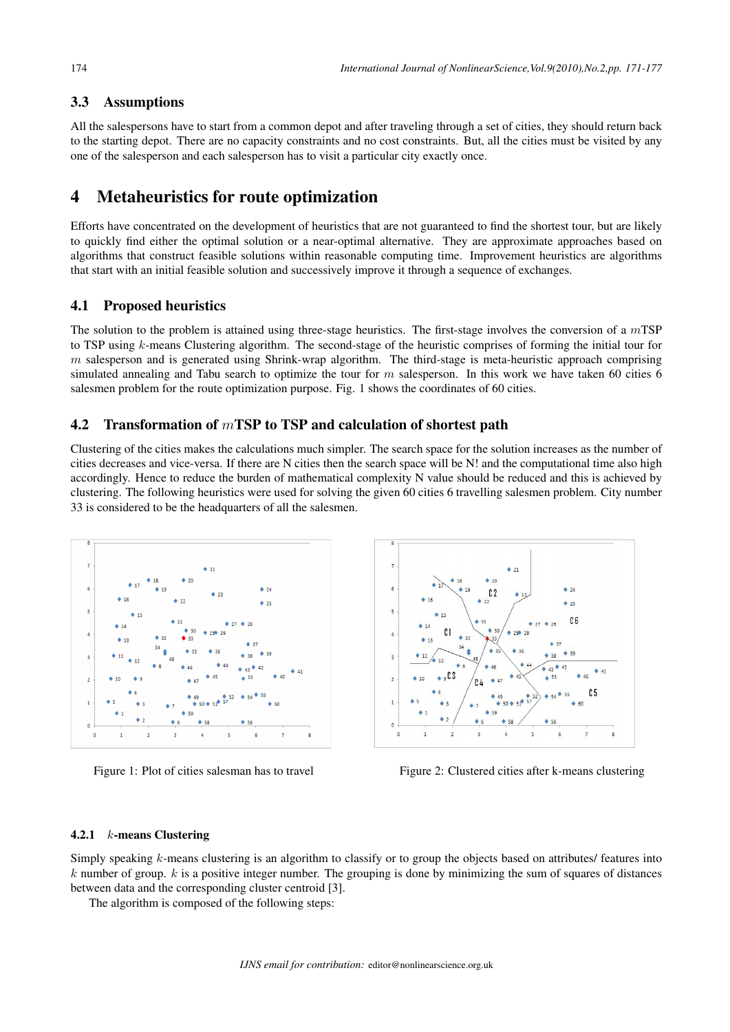### 3.3 Assumptions

All the salespersons have to start from a common depot and after traveling through a set of cities, they should return back to the starting depot. There are no capacity constraints and no cost constraints. But, all the cities must be visited by any one of the salesperson and each salesperson has to visit a particular city exactly once.

## 4 Metaheuristics for route optimization

Efforts have concentrated on the development of heuristics that are not guaranteed to find the shortest tour, but are likely to quickly find either the optimal solution or a near-optimal alternative. They are approximate approaches based on algorithms that construct feasible solutions within reasonable computing time. Improvement heuristics are algorithms that start with an initial feasible solution and successively improve it through a sequence of exchanges.

### 4.1 Proposed heuristics

The solution to the problem is attained using three-stage heuristics. The first-stage involves the conversion of a $m$TSP to TSP using $k$-means Clustering algorithm. The second-stage of the heuristic comprises of forming the initial tour for $m$ salesperson and is generated using Shrink-wrap algorithm. The third-stage is meta-heuristic approach comprising simulated annealing and Tabu search to optimize the tour for $m$ salesperson. In this work we have taken 60 cities 6 salesmen problem for the route optimization purpose. Fig. 1 shows the coordinates of 60 cities.

### 4.2 Transformation of $m$TSP to TSP and calculation of shortest path

Clustering of the cities makes the calculations much simpler. The search space for the solution increases as the number of cities decreases and vice-versa. If there are N cities then the search space will be N! and the computational time also high accordingly. Hence to reduce the burden of mathematical complexity N value should be reduced and this is achieved by clustering. The following heuristics were used for solving the given 60 cities 6 travelling salesmen problem. City number 33 is considered to be the headquarters of all the salesmen.

Figure 1: Plot of cities salesman has to travel

Figure 2: Clustered cities after k-means clustering

#### 4.2.1 $k$-means Clustering

Simply speaking $k$-means clustering is an algorithm to classify or to group the objects based on attributes/ features into $k$ number of group. $k$ is a positive integer number. The grouping is done by minimizing the sum of squares of distances between data and the corresponding cluster centroid [3].

The algorithm is composed of the following steps: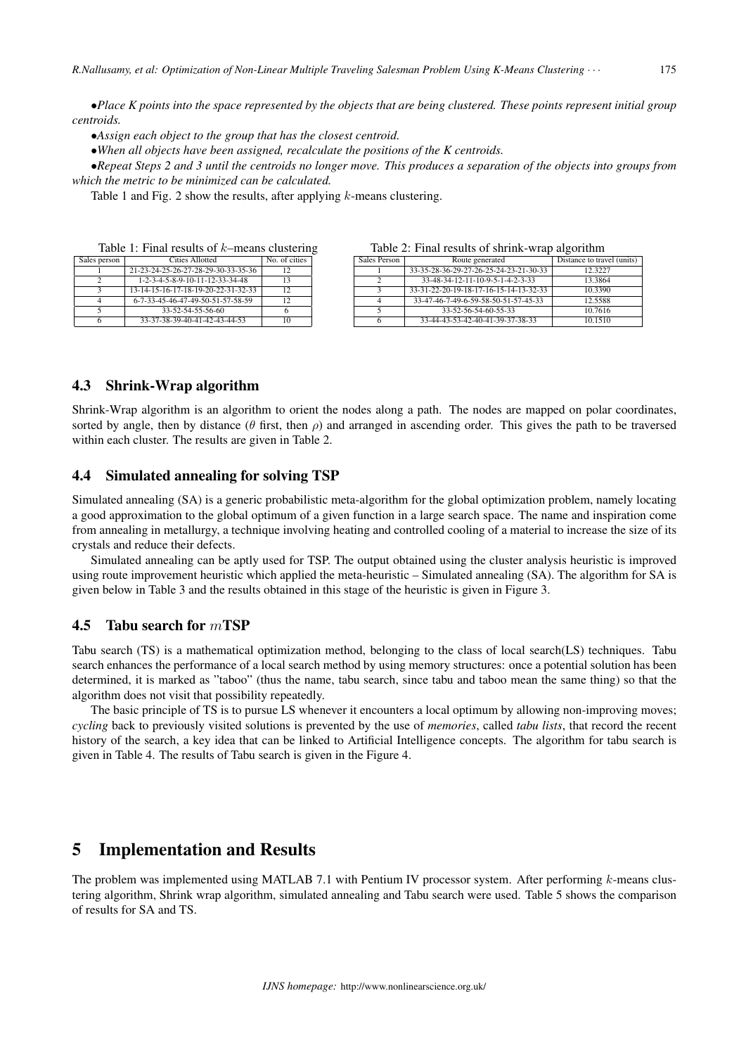*•Place K points into the space represented by the objects that are being clustered. These points represent initial group centroids.*

*•Assign each object to the group that has the closest centroid.*

*•When all objects have been assigned, recalculate the positions of the K centroids.*

*•Repeat Steps 2 and 3 until the centroids no longer move. This produces a separation of the objects into groups from which the metric to be minimized can be calculated.*

Table 1 and Fig. 2 show the results, after applying $k$-means clustering.

Table 1: Final results of $k$–means clustering

| Sales person | Cities Allotted | No. of cities |
|---|---|---|
| 1 | 21-23-24-25-26-27-28-29-30-33-35-36 | 12 |
| 2 | 1-2-3-4-5-8-9-10-11-12-33-34-48 | 13 |
| 3 | 13-14-15-16-17-18-19-20-22-31-32-33 | 12 |
| 4 | 6-7-33-45-46-47-49-50-51-57-58-59 | 12 |
| 5 | 33-52-54-55-56-60 | 6 |
| 6 | 33-37-38-39-40-41-42-43-44-53 | 10 |

Table 2: Final results of shrink-wrap algorithm

| Sales Person | Route generated | Distance to travel (units) |
|---|---|---|
| 1 | 33-35-28-36-29-27-26-25-24-23-21-30-33 | 12.3227 |
| 2 | 33-48-34-12-11-10-9-5-1-4-2-3-33 | 13.3864 |
| 3 | 33-31-22-20-19-18-17-16-15-14-13-32-33 | 10.3390 |
| 4 | 33-47-46-7-49-6-59-58-50-51-57-45-33 | 12.5588 |
| 5 | 33-52-56-54-60-55-33 | 10.7616 |
| 6 | 33-44-43-53-42-40-41-39-37-38-33 | 10.1510 |

### 4.3 Shrink-Wrap algorithm

Shrink-Wrap algorithm is an algorithm to orient the nodes along a path. The nodes are mapped on polar coordinates, sorted by angle, then by distance ($\theta$ first, then $\rho$) and arranged in ascending order. This gives the path to be traversed within each cluster. The results are given in Table 2.

### 4.4 Simulated annealing for solving TSP

Simulated annealing (SA) is a generic probabilistic meta-algorithm for the global optimization problem, namely locating a good approximation to the global optimum of a given function in a large search space. The name and inspiration come from annealing in metallurgy, a technique involving heating and controlled cooling of a material to increase the size of its crystals and reduce their defects.

Simulated annealing can be aptly used for TSP. The output obtained using the cluster analysis heuristic is improved using route improvement heuristic which applied the meta-heuristic – Simulated annealing (SA). The algorithm for SA is given below in Table 3 and the results obtained in this stage of the heuristic is given in Figure 3.

### 4.5 Tabu search for $m$TSP

Tabu search (TS) is a mathematical optimization method, belonging to the class of local search(LS) techniques. Tabu search enhances the performance of a local search method by using memory structures: once a potential solution has been determined, it is marked as "taboo" (thus the name, tabu search, since tabu and taboo mean the same thing) so that the algorithm does not visit that possibility repeatedly.

The basic principle of TS is to pursue LS whenever it encounters a local optimum by allowing non-improving moves; *cycling* back to previously visited solutions is prevented by the use of *memories*, called *tabu lists*, that record the recent history of the search, a key idea that can be linked to Artificial Intelligence concepts. The algorithm for tabu search is given in Table 4. The results of Tabu search is given in the Figure 4.

## 5 Implementation and Results

The problem was implemented using MATLAB 7.1 with Pentium IV processor system. After performing $k$-means clustering algorithm, Shrink wrap algorithm, simulated annealing and Tabu search were used. Table 5 shows the comparison of results for SA and TS.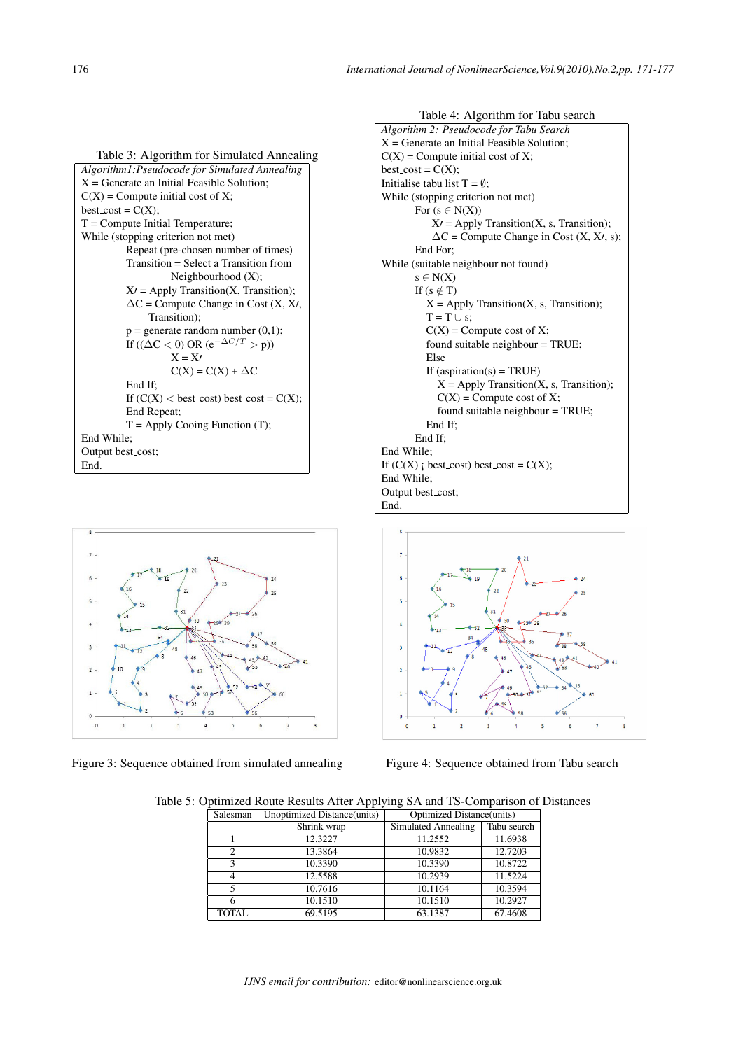Table 3: Algorithm for Simulated Annealing

```
Algorithm1:Pseudocode for Simulated Annealing
X = Generate an Initial Feasible Solution;
C(X) = Compute initial cost of X;
best_cost = C(X);
T = Compute Initial Temperature;
While (stopping criterion not met)
        Repeat (pre-chosen number of times)
        Transition = Select a Transition from
                Neighbourhood (X);
        X' = Apply Transition(X, Transition);
        ΔC = Compute Change in Cost (X, X',
            Transition);
        p = generate random number (0,1);
        If ((ΔC < 0) OR (e^(−ΔC/T) > p))
                X = X'
                C(X) = C(X) + ΔC
        End If;
        If (C(X) < best_cost) best_cost = C(X);
        End Repeat;
        T = Apply Cooing Function (T);
End While;
Output best_cost;
End.
```

Table 4: Algorithm for Tabu search

```
Algorithm 2: Pseudocode for Tabu Search
X = Generate an Initial Feasible Solution;
C(X) = Compute initial cost of X;
best_cost = C(X);
Initialise tabu list T = ∅;
While (stopping criterion not met)
        For (s ∈ N(X))
                X' = Apply Transition(X, s, Transition);
                ΔC = Compute Change in Cost (X, X', s);
        End For;
While (suitable neighbour not found)
        s ∈ N(X)
        If (s ∉ T)
            X = Apply Transition(X, s, Transition);
            T = T ∪ s;
            C(X) = Compute cost of X;
            found suitable neighbour = TRUE;
            Else
            If (aspiration(s) = TRUE)
                X = Apply Transition(X, s, Transition);
                C(X) = Compute cost of X;
                found suitable neighbour = TRUE;
            End If;
        End If;
End While;
If (C(X) ¡ best_cost) best_cost = C(X);
End While;
Output best_cost;
End.
```

Figure 3: Sequence obtained from simulated annealing

Figure 4: Sequence obtained from Tabu search

Table 5: Optimized Route Results After Applying SA and TS-Comparison of Distances

| Salesman | Unoptimized Distance(units) | Optimized Distance(units) | |
|---|---|---|---|
| | Shrink wrap | Simulated Annealing | Tabu search |
| 1 | 12.3227 | 11.2552 | 11.6938 |
| 2 | 13.3864 | 10.9832 | 12.7203 |
| 3 | 10.3390 | 10.3390 | 10.8722 |
| 4 | 12.5588 | 10.2939 | 11.5224 |
| 5 | 10.7616 | 10.1164 | 10.3594 |
| 6 | 10.1510 | 10.1510 | 10.2927 |
| TOTAL | 69.5195 | 63.1387 | 67.4608 |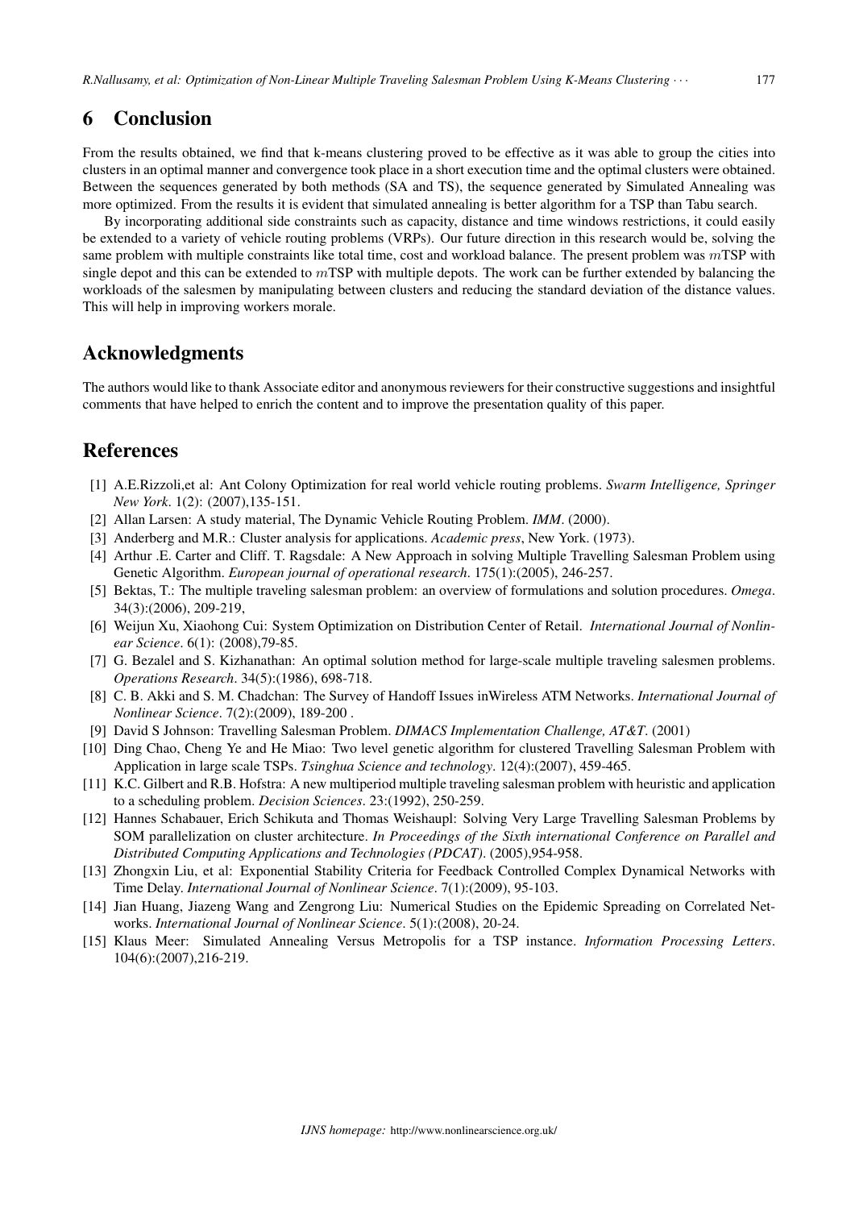## 6 Conclusion

From the results obtained, we find that k-means clustering proved to be effective as it was able to group the cities into clusters in an optimal manner and convergence took place in a short execution time and the optimal clusters were obtained. Between the sequences generated by both methods (SA and TS), the sequence generated by Simulated Annealing was more optimized. From the results it is evident that simulated annealing is better algorithm for a TSP than Tabu search.

By incorporating additional side constraints such as capacity, distance and time windows restrictions, it could easily be extended to a variety of vehicle routing problems (VRPs). Our future direction in this research would be, solving the same problem with multiple constraints like total time, cost and workload balance. The present problem was $m$TSP with single depot and this can be extended to $m$TSP with multiple depots. The work can be further extended by balancing the workloads of the salesmen by manipulating between clusters and reducing the standard deviation of the distance values. This will help in improving workers morale.

## Acknowledgments

The authors would like to thank Associate editor and anonymous reviewers for their constructive suggestions and insightful comments that have helped to enrich the content and to improve the presentation quality of this paper.

## References

[1] A.E.Rizzoli,et al: Ant Colony Optimization for real world vehicle routing problems. *Swarm Intelligence, Springer New York*. 1(2): (2007),135-151.

[2] Allan Larsen: A study material, The Dynamic Vehicle Routing Problem. *IMM*. (2000).

[3] Anderberg and M.R.: Cluster analysis for applications. *Academic press*, New York. (1973).

[4] Arthur .E. Carter and Cliff. T. Ragsdale: A New Approach in solving Multiple Travelling Salesman Problem using Genetic Algorithm. *European journal of operational research*. 175(1):(2005), 246-257.

[5] Bektas, T.: The multiple traveling salesman problem: an overview of formulations and solution procedures. *Omega*. 34(3):(2006), 209-219,

[6] Weijun Xu, Xiaohong Cui: System Optimization on Distribution Center of Retail. *International Journal of Nonlinear Science*. 6(1): (2008),79-85.

[7] G. Bezalel and S. Kizhanathan: An optimal solution method for large-scale multiple traveling salesmen problems. *Operations Research*. 34(5):(1986), 698-718.

[8] C. B. Akki and S. M. Chadchan: The Survey of Handoff Issues inWireless ATM Networks. *International Journal of Nonlinear Science*. 7(2):(2009), 189-200 .

[9] David S Johnson: Travelling Salesman Problem. *DIMACS Implementation Challenge, AT&T*. (2001)

[10] Ding Chao, Cheng Ye and He Miao: Two level genetic algorithm for clustered Travelling Salesman Problem with Application in large scale TSPs. *Tsinghua Science and technology*. 12(4):(2007), 459-465.

[11] K.C. Gilbert and R.B. Hofstra: A new multiperiod multiple traveling salesman problem with heuristic and application to a scheduling problem. *Decision Sciences*. 23:(1992), 250-259.

[12] Hannes Schabauer, Erich Schikuta and Thomas Weishaupl: Solving Very Large Travelling Salesman Problems by SOM parallelization on cluster architecture. *In Proceedings of the Sixth international Conference on Parallel and Distributed Computing Applications and Technologies (PDCAT)*. (2005),954-958.

[13] Zhongxin Liu, et al: Exponential Stability Criteria for Feedback Controlled Complex Dynamical Networks with Time Delay. *International Journal of Nonlinear Science*. 7(1):(2009), 95-103.

[14] Jian Huang, Jiazeng Wang and Zengrong Liu: Numerical Studies on the Epidemic Spreading on Correlated Networks. *International Journal of Nonlinear Science*. 5(1):(2008), 20-24.

[15] Klaus Meer: Simulated Annealing Versus Metropolis for a TSP instance. *Information Processing Letters*. 104(6):(2007),216-219.